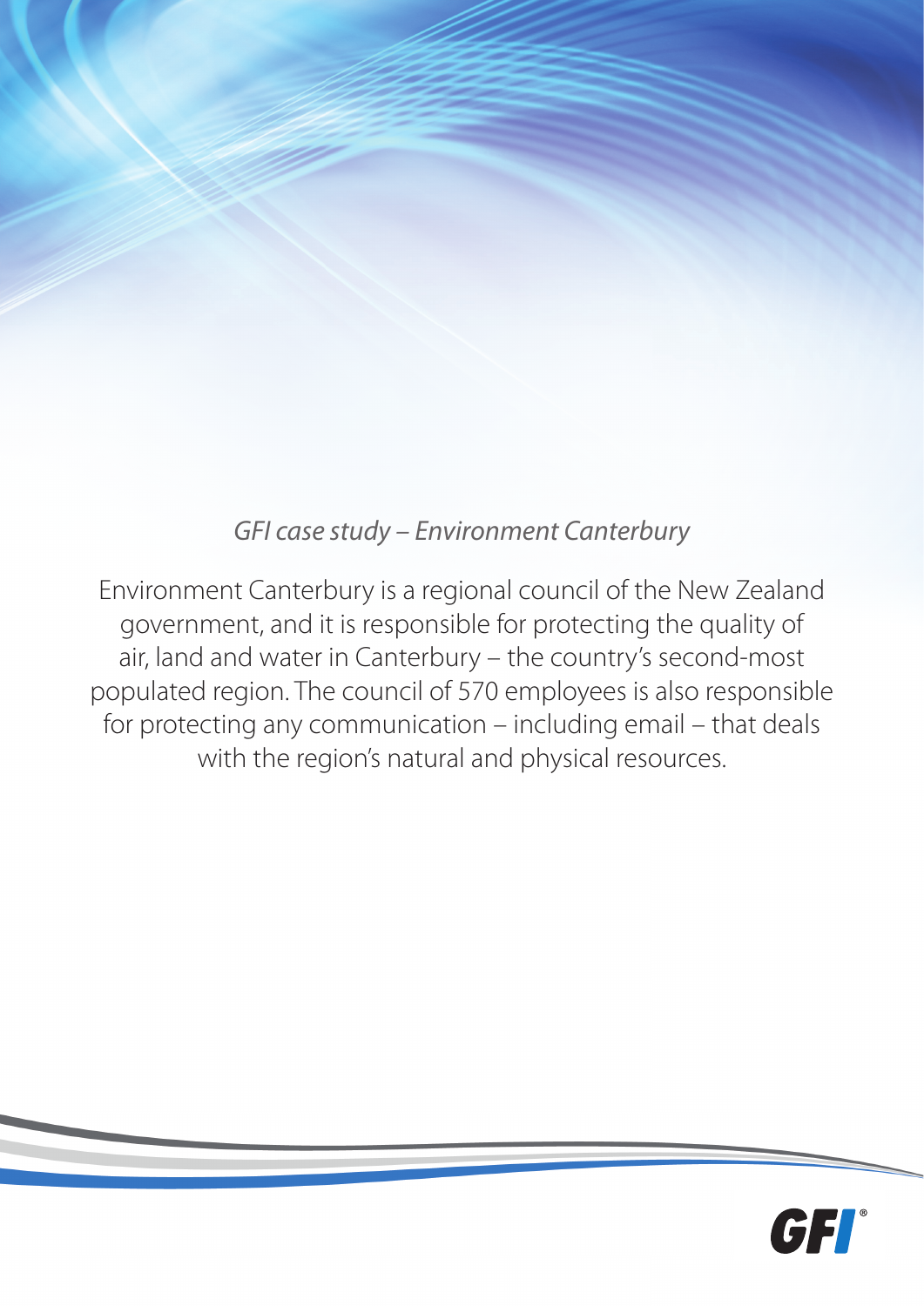*GFI case study – Environment Canterbury*

Environment Canterbury is a regional council of the New Zealand government, and it is responsible for protecting the quality of air, land and water in Canterbury – the country's second-most populated region. The council of 570 employees is also responsible for protecting any communication – including email – that deals with the region's natural and physical resources.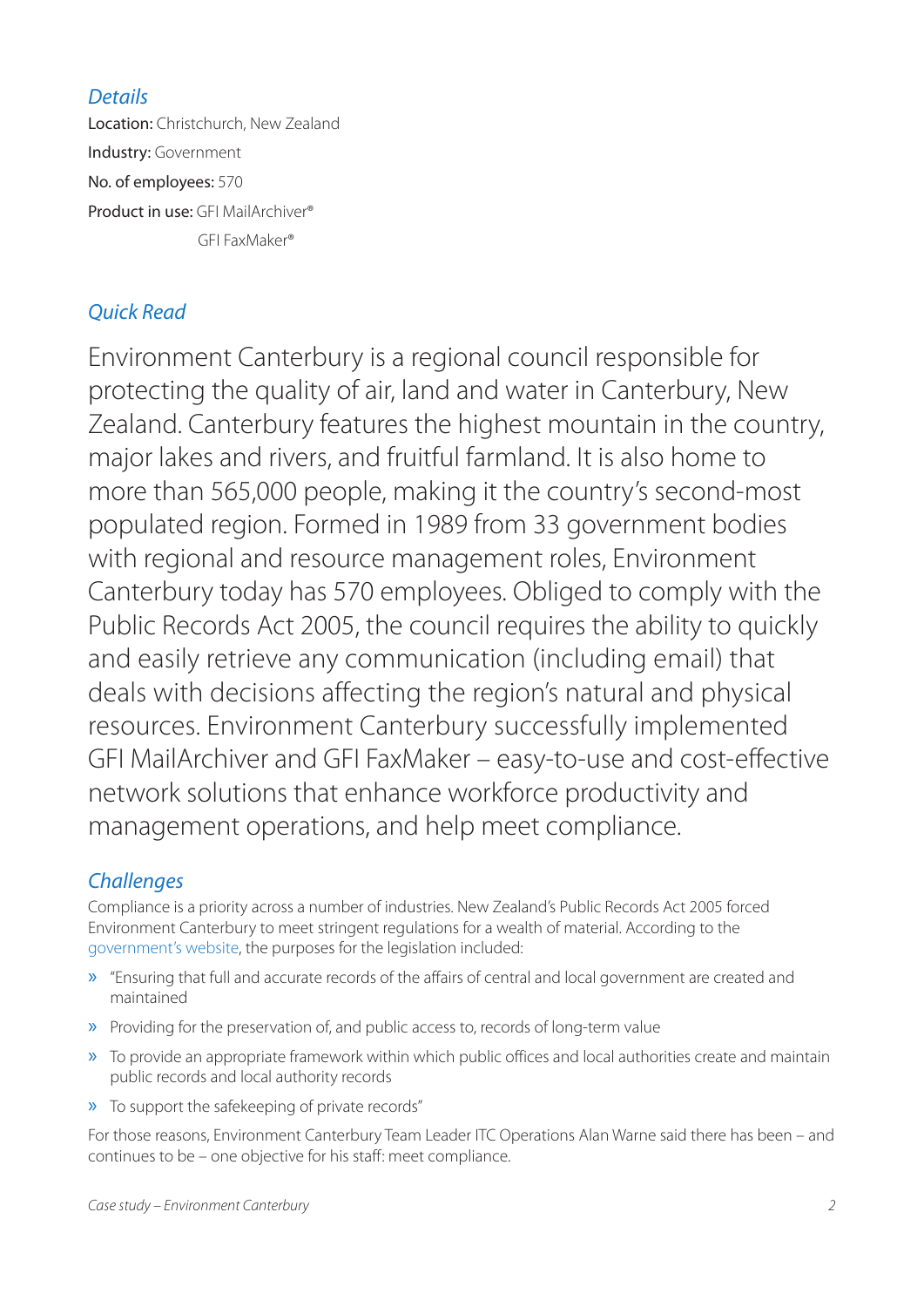## *Details*

**Location:** Christchurch, New Zealand

**Industry:** Government

**No. of employees:** 570

**Product in use:** GFI MailArchiver®
GFI FaxMaker®

## *Quick Read*

Environment Canterbury is a regional council responsible for protecting the quality of air, land and water in Canterbury, New Zealand. Canterbury features the highest mountain in the country, major lakes and rivers, and fruitful farmland. It is also home to more than 565,000 people, making it the country's second-most populated region. Formed in 1989 from 33 government bodies with regional and resource management roles, Environment Canterbury today has 570 employees. Obliged to comply with the Public Records Act 2005, the council requires the ability to quickly and easily retrieve any communication (including email) that deals with decisions affecting the region's natural and physical resources. Environment Canterbury successfully implemented GFI MailArchiver and GFI FaxMaker – easy-to-use and cost-effective network solutions that enhance workforce productivity and management operations, and help meet compliance.

## *Challenges*

Compliance is a priority across a number of industries. New Zealand's Public Records Act 2005 forced Environment Canterbury to meet stringent regulations for a wealth of material. According to the government's website, the purposes for the legislation included:

- "Ensuring that full and accurate records of the affairs of central and local government are created and maintained
- Providing for the preservation of, and public access to, records of long-term value
- To provide an appropriate framework within which public offices and local authorities create and maintain public records and local authority records
- To support the safekeeping of private records"

For those reasons, Environment Canterbury Team Leader ITC Operations Alan Warne said there has been – and continues to be – one objective for his staff: meet compliance.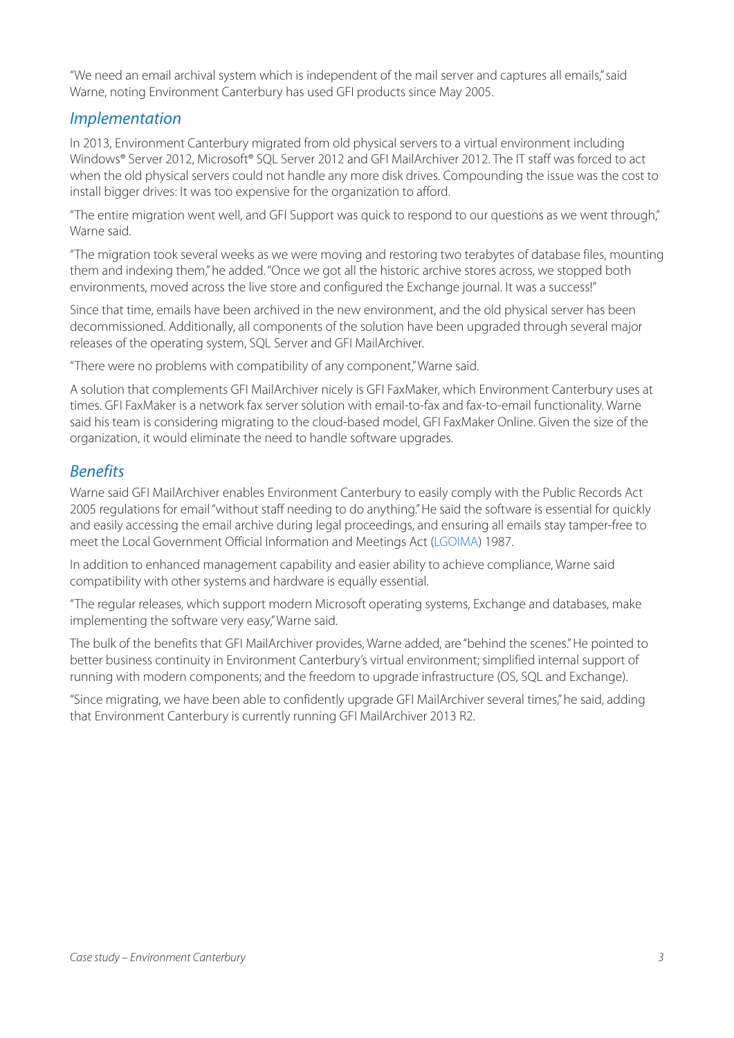"We need an email archival system which is independent of the mail server and captures all emails," said Warne, noting Environment Canterbury has used GFI products since May 2005.

## *Implementation*

In 2013, Environment Canterbury migrated from old physical servers to a virtual environment including Windows® Server 2012, Microsoft® SQL Server 2012 and GFI MailArchiver 2012. The IT staff was forced to act when the old physical servers could not handle any more disk drives. Compounding the issue was the cost to install bigger drives: It was too expensive for the organization to afford.

"The entire migration went well, and GFI Support was quick to respond to our questions as we went through," Warne said.

"The migration took several weeks as we were moving and restoring two terabytes of database files, mounting them and indexing them," he added. "Once we got all the historic archive stores across, we stopped both environments, moved across the live store and configured the Exchange journal. It was a success!"

Since that time, emails have been archived in the new environment, and the old physical server has been decommissioned. Additionally, all components of the solution have been upgraded through several major releases of the operating system, SQL Server and GFI MailArchiver.

"There were no problems with compatibility of any component," Warne said.

A solution that complements GFI MailArchiver nicely is GFI FaxMaker, which Environment Canterbury uses at times. GFI FaxMaker is a network fax server solution with email-to-fax and fax-to-email functionality. Warne said his team is considering migrating to the cloud-based model, GFI FaxMaker Online. Given the size of the organization, it would eliminate the need to handle software upgrades.

## *Benefits*

Warne said GFI MailArchiver enables Environment Canterbury to easily comply with the Public Records Act 2005 regulations for email "without staff needing to do anything." He said the software is essential for quickly and easily accessing the email archive during legal proceedings, and ensuring all emails stay tamper-free to meet the Local Government Official Information and Meetings Act (LGOIMA) 1987.

In addition to enhanced management capability and easier ability to achieve compliance, Warne said compatibility with other systems and hardware is equally essential.

"The regular releases, which support modern Microsoft operating systems, Exchange and databases, make implementing the software very easy," Warne said.

The bulk of the benefits that GFI MailArchiver provides, Warne added, are "behind the scenes." He pointed to better business continuity in Environment Canterbury's virtual environment; simplified internal support of running with modern components; and the freedom to upgrade infrastructure (OS, SQL and Exchange).

"Since migrating, we have been able to confidently upgrade GFI MailArchiver several times," he said, adding that Environment Canterbury is currently running GFI MailArchiver 2013 R2.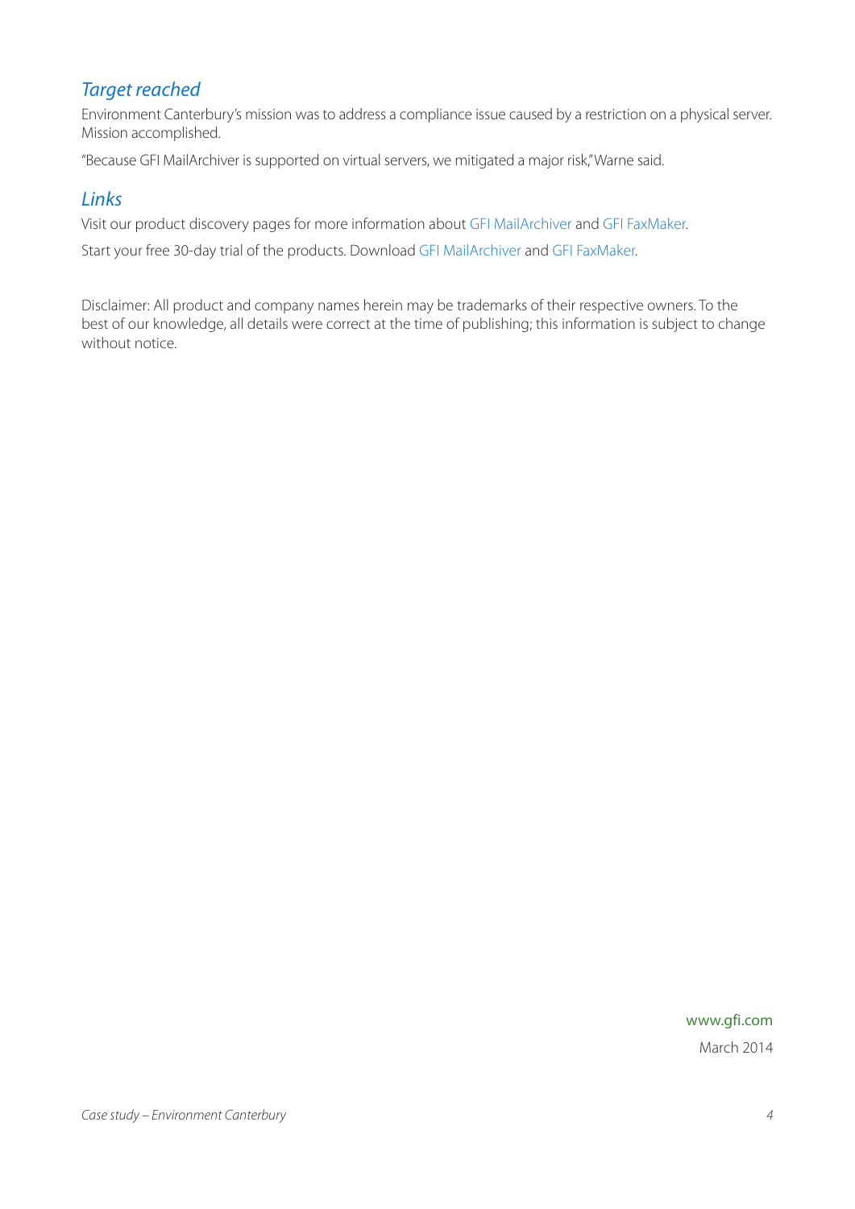## *Target reached*

Environment Canterbury's mission was to address a compliance issue caused by a restriction on a physical server. Mission accomplished.

"Because GFI MailArchiver is supported on virtual servers, we mitigated a major risk," Warne said.

## *Links*

Visit our product discovery pages for more information about GFI MailArchiver and GFI FaxMaker.

Start your free 30-day trial of the products. Download GFI MailArchiver and GFI FaxMaker.

Disclaimer: All product and company names herein may be trademarks of their respective owners. To the best of our knowledge, all details were correct at the time of publishing; this information is subject to change without notice.

www.gfi.com

March 2014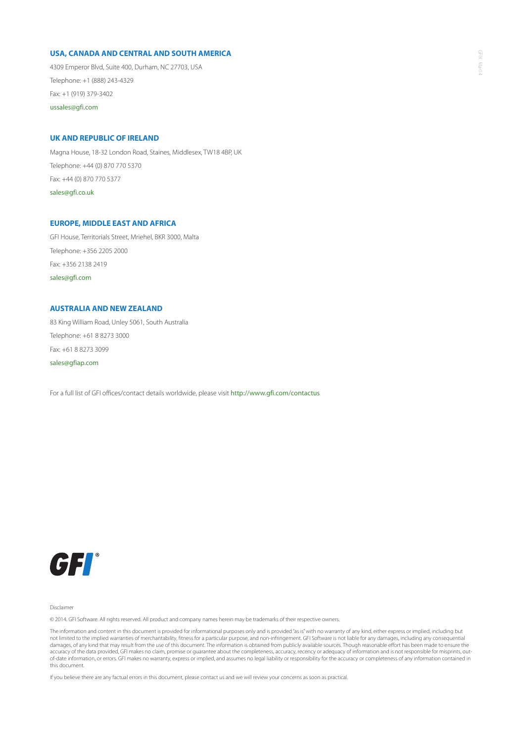## USA, CANADA AND CENTRAL AND SOUTH AMERICA

4309 Emperor Blvd, Suite 400, Durham, NC 27703, USA

Telephone: +1 (888) 243-4329

Fax: +1 (919) 379-3402

ussales@gfi.com

## UK AND REPUBLIC OF IRELAND

Magna House, 18-32 London Road, Staines, Middlesex, TW18 4BP, UK

Telephone: +44 (0) 870 770 5370

Fax: +44 (0) 870 770 5377

sales@gfi.co.uk

## EUROPE, MIDDLE EAST AND AFRICA

GFI House, Territorials Street, Mriehel, BKR 3000, Malta

Telephone: +356 2205 2000

Fax: +356 2138 2419

sales@gfi.com

## AUSTRALIA AND NEW ZEALAND

83 King William Road, Unley 5061, South Australia

Telephone: +61 8 8273 3000

Fax: +61 8 8273 3099

sales@gfiap.com

For a full list of GFI offices/contact details worldwide, please visit http://www.gfi.com/contactus

GFI®

Disclaimer

© 2014. GFI Software. All rights reserved. All product and company names herein may be trademarks of their respective owners.

The information and content in this document is provided for informational purposes only and is provided "as is" with no warranty of any kind, either express or implied, including but not limited to the implied warranties of merchantability, fitness for a particular purpose, and non-infringement. GFI Software is not liable for any damages, including any consequential damages, of any kind that may result from the use of this document. The information is obtained from publicly available sources. Though reasonable effort has been made to ensure the accuracy of the data provided, GFI makes no claim, promise or guarantee about the completeness, accuracy, recency or adequacy of information and is not responsible for misprints, out-of-date information, or errors. GFI makes no warranty, express or implied, and assumes no legal liability or responsibility for the accuracy or completeness of any information contained in this document.

If you believe there are any factual errors in this document, please contact us and we will review your concerns as soon as practical.